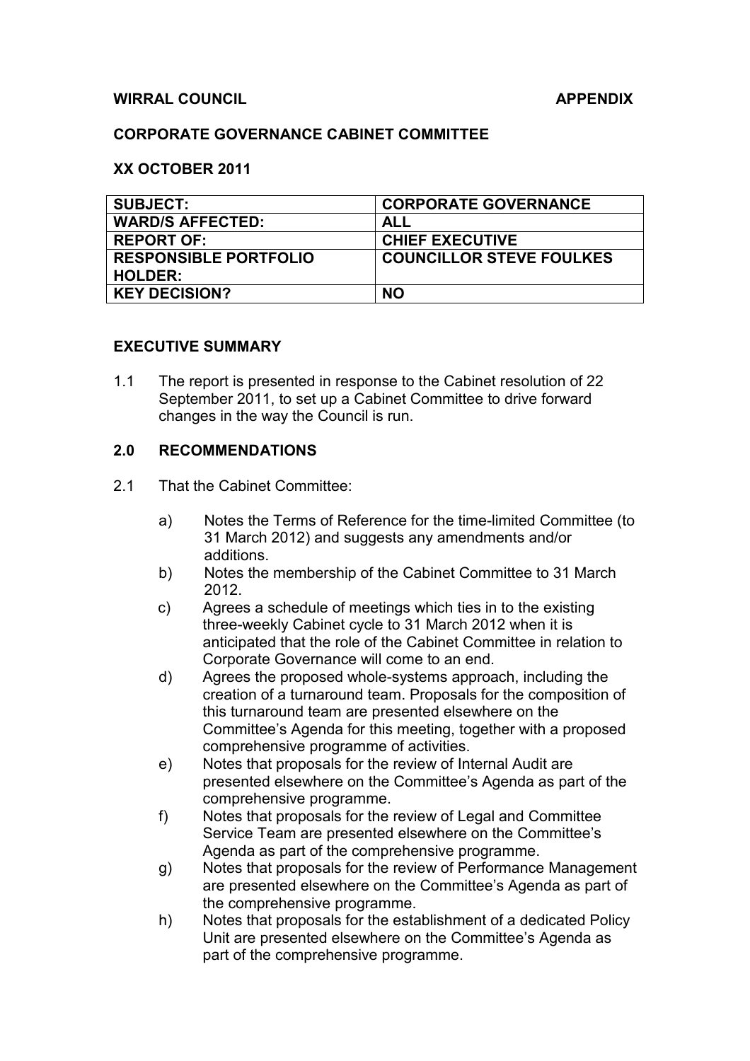**WIRRAL COUNCIL** **APPENDIX**

**CORPORATE GOVERNANCE CABINET COMMITTEE**

**XX OCTOBER 2011**

| SUBJECT: | CORPORATE GOVERNANCE |
|---|---|
| WARD/S AFFECTED: | ALL |
| REPORT OF: | CHIEF EXECUTIVE |
| RESPONSIBLE PORTFOLIO HOLDER: | COUNCILLOR STEVE FOULKES |
| KEY DECISION? | NO |

**EXECUTIVE SUMMARY**

1.1 The report is presented in response to the Cabinet resolution of 22 September 2011, to set up a Cabinet Committee to drive forward changes in the way the Council is run.

**2.0 RECOMMENDATIONS**

2.1 That the Cabinet Committee:

a) Notes the Terms of Reference for the time-limited Committee (to 31 March 2012) and suggests any amendments and/or additions.

b) Notes the membership of the Cabinet Committee to 31 March 2012.

c) Agrees a schedule of meetings which ties in to the existing three-weekly Cabinet cycle to 31 March 2012 when it is anticipated that the role of the Cabinet Committee in relation to Corporate Governance will come to an end.

d) Agrees the proposed whole-systems approach, including the creation of a turnaround team. Proposals for the composition of this turnaround team are presented elsewhere on the Committee's Agenda for this meeting, together with a proposed comprehensive programme of activities.

e) Notes that proposals for the review of Internal Audit are presented elsewhere on the Committee's Agenda as part of the comprehensive programme.

f) Notes that proposals for the review of Legal and Committee Service Team are presented elsewhere on the Committee's Agenda as part of the comprehensive programme.

g) Notes that proposals for the review of Performance Management are presented elsewhere on the Committee's Agenda as part of the comprehensive programme.

h) Notes that proposals for the establishment of a dedicated Policy Unit are presented elsewhere on the Committee's Agenda as part of the comprehensive programme.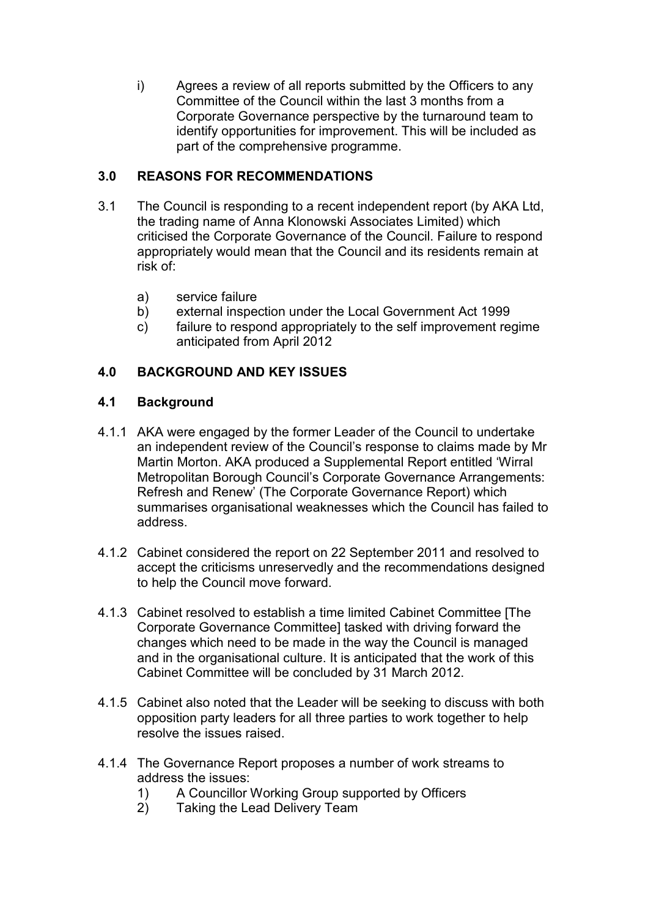i) Agrees a review of all reports submitted by the Officers to any Committee of the Council within the last 3 months from a Corporate Governance perspective by the turnaround team to identify opportunities for improvement. This will be included as part of the comprehensive programme.

## 3.0 REASONS FOR RECOMMENDATIONS

3.1 The Council is responding to a recent independent report (by AKA Ltd, the trading name of Anna Klonowski Associates Limited) which criticised the Corporate Governance of the Council. Failure to respond appropriately would mean that the Council and its residents remain at risk of:

a) service failure
b) external inspection under the Local Government Act 1999
c) failure to respond appropriately to the self improvement regime anticipated from April 2012

## 4.0 BACKGROUND AND KEY ISSUES

### 4.1 Background

4.1.1 AKA were engaged by the former Leader of the Council to undertake an independent review of the Council's response to claims made by Mr Martin Morton. AKA produced a Supplemental Report entitled 'Wirral Metropolitan Borough Council's Corporate Governance Arrangements: Refresh and Renew' (The Corporate Governance Report) which summarises organisational weaknesses which the Council has failed to address.

4.1.2 Cabinet considered the report on 22 September 2011 and resolved to accept the criticisms unreservedly and the recommendations designed to help the Council move forward.

4.1.3 Cabinet resolved to establish a time limited Cabinet Committee [The Corporate Governance Committee] tasked with driving forward the changes which need to be made in the way the Council is managed and in the organisational culture. It is anticipated that the work of this Cabinet Committee will be concluded by 31 March 2012.

4.1.5 Cabinet also noted that the Leader will be seeking to discuss with both opposition party leaders for all three parties to work together to help resolve the issues raised.

4.1.4 The Governance Report proposes a number of work streams to address the issues:

1) A Councillor Working Group supported by Officers
2) Taking the Lead Delivery Team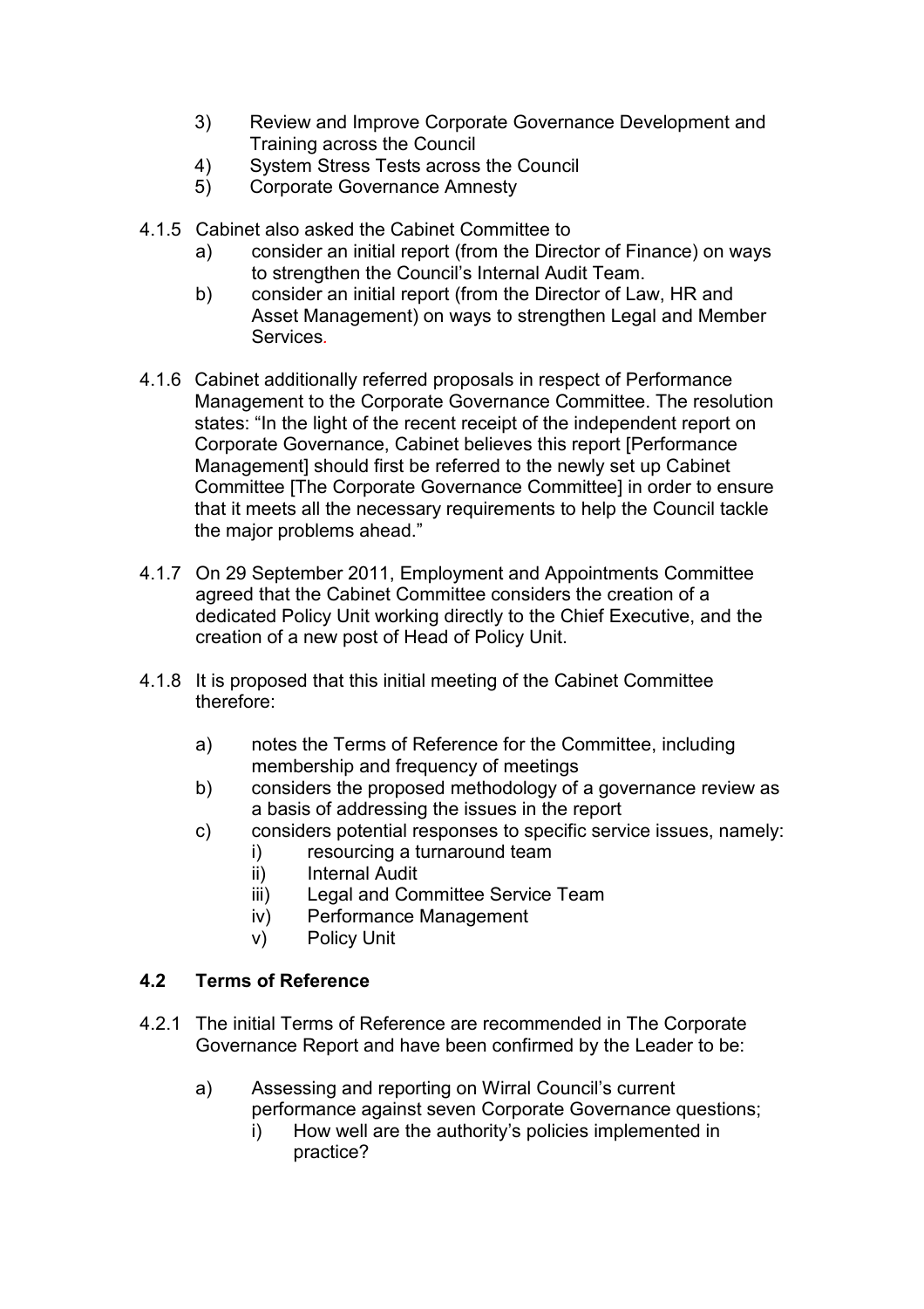3) Review and Improve Corporate Governance Development and Training across the Council
4) System Stress Tests across the Council
5) Corporate Governance Amnesty

4.1.5 Cabinet also asked the Cabinet Committee to

a) consider an initial report (from the Director of Finance) on ways to strengthen the Council's Internal Audit Team.
b) consider an initial report (from the Director of Law, HR and Asset Management) on ways to strengthen Legal and Member Services.

4.1.6 Cabinet additionally referred proposals in respect of Performance Management to the Corporate Governance Committee. The resolution states: "In the light of the recent receipt of the independent report on Corporate Governance, Cabinet believes this report [Performance Management] should first be referred to the newly set up Cabinet Committee [The Corporate Governance Committee] in order to ensure that it meets all the necessary requirements to help the Council tackle the major problems ahead."

4.1.7 On 29 September 2011, Employment and Appointments Committee agreed that the Cabinet Committee considers the creation of a dedicated Policy Unit working directly to the Chief Executive, and the creation of a new post of Head of Policy Unit.

4.1.8 It is proposed that this initial meeting of the Cabinet Committee therefore:

a) notes the Terms of Reference for the Committee, including membership and frequency of meetings
b) considers the proposed methodology of a governance review as a basis of addressing the issues in the report
c) considers potential responses to specific service issues, namely:
   i) resourcing a turnaround team
   ii) Internal Audit
   iii) Legal and Committee Service Team
   iv) Performance Management
   v) Policy Unit

### 4.2 Terms of Reference

4.2.1 The initial Terms of Reference are recommended in The Corporate Governance Report and have been confirmed by the Leader to be:

a) Assessing and reporting on Wirral Council's current performance against seven Corporate Governance questions;
   i) How well are the authority's policies implemented in practice?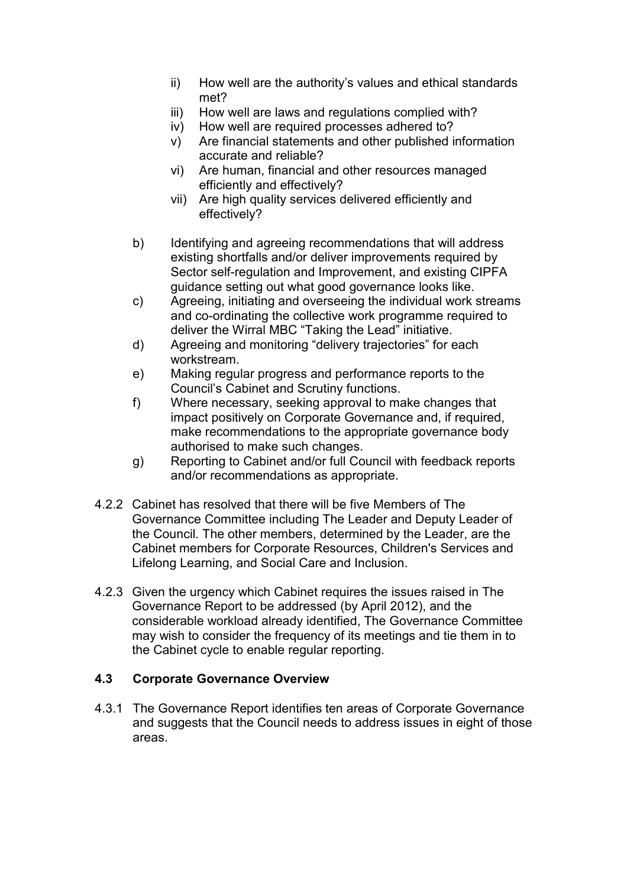ii) How well are the authority's values and ethical standards met?

iii) How well are laws and regulations complied with?

iv) How well are required processes adhered to?

v) Are financial statements and other published information accurate and reliable?

vi) Are human, financial and other resources managed efficiently and effectively?

vii) Are high quality services delivered efficiently and effectively?

b) Identifying and agreeing recommendations that will address existing shortfalls and/or deliver improvements required by Sector self-regulation and Improvement, and existing CIPFA guidance setting out what good governance looks like.

c) Agreeing, initiating and overseeing the individual work streams and co-ordinating the collective work programme required to deliver the Wirral MBC "Taking the Lead" initiative.

d) Agreeing and monitoring "delivery trajectories" for each workstream.

e) Making regular progress and performance reports to the Council's Cabinet and Scrutiny functions.

f) Where necessary, seeking approval to make changes that impact positively on Corporate Governance and, if required, make recommendations to the appropriate governance body authorised to make such changes.

g) Reporting to Cabinet and/or full Council with feedback reports and/or recommendations as appropriate.

4.2.2 Cabinet has resolved that there will be five Members of The Governance Committee including The Leader and Deputy Leader of the Council. The other members, determined by the Leader, are the Cabinet members for Corporate Resources, Children's Services and Lifelong Learning, and Social Care and Inclusion.

4.2.3 Given the urgency which Cabinet requires the issues raised in The Governance Report to be addressed (by April 2012), and the considerable workload already identified, The Governance Committee may wish to consider the frequency of its meetings and tie them in to the Cabinet cycle to enable regular reporting.

### 4.3 Corporate Governance Overview

4.3.1 The Governance Report identifies ten areas of Corporate Governance and suggests that the Council needs to address issues in eight of those areas.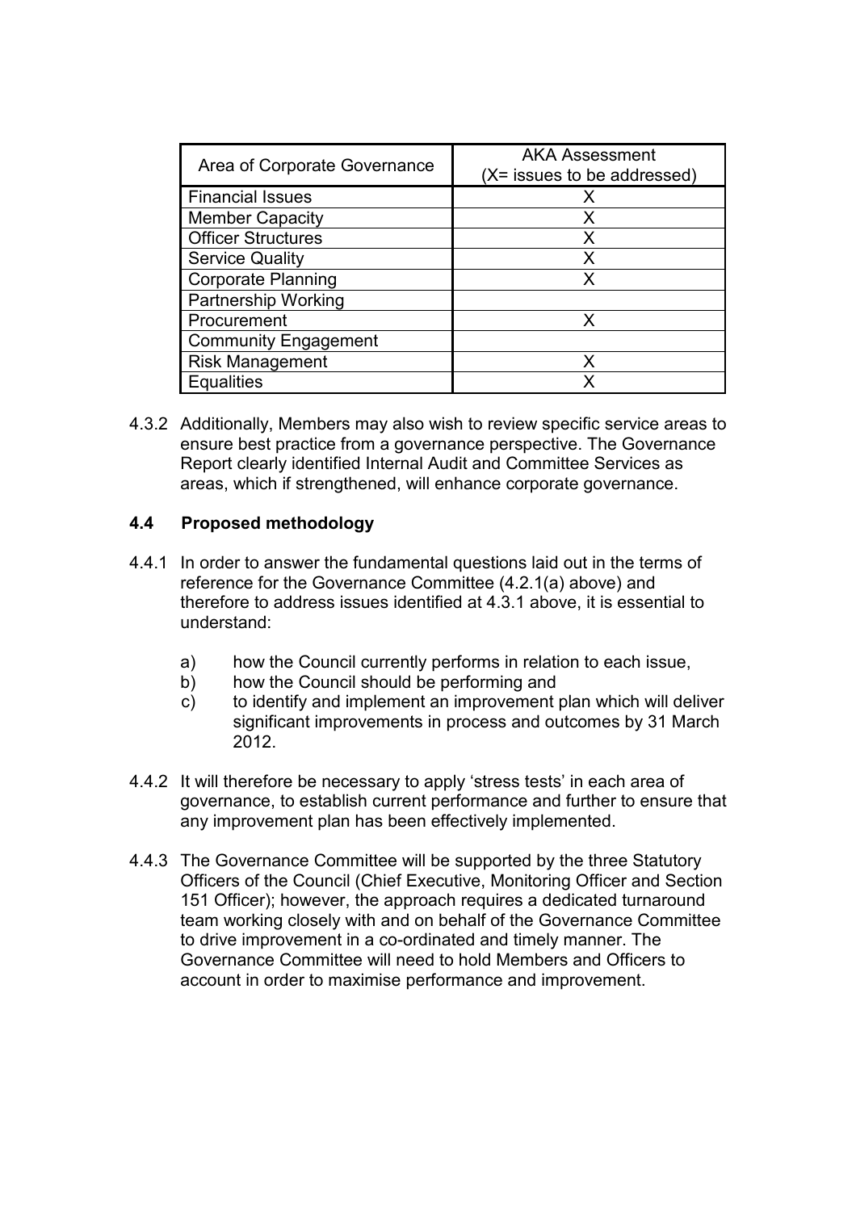| Area of Corporate Governance | AKA Assessment (X= issues to be addressed) |
|---|---|
| Financial Issues | X |
| Member Capacity | X |
| Officer Structures | X |
| Service Quality | X |
| Corporate Planning | X |
| Partnership Working | |
| Procurement | X |
| Community Engagement | |
| Risk Management | X |
| Equalities | X |

4.3.2 Additionally, Members may also wish to review specific service areas to ensure best practice from a governance perspective. The Governance Report clearly identified Internal Audit and Committee Services as areas, which if strengthened, will enhance corporate governance.

### 4.4 Proposed methodology

4.4.1 In order to answer the fundamental questions laid out in the terms of reference for the Governance Committee (4.2.1(a) above) and therefore to address issues identified at 4.3.1 above, it is essential to understand:

a) how the Council currently performs in relation to each issue,
b) how the Council should be performing and
c) to identify and implement an improvement plan which will deliver significant improvements in process and outcomes by 31 March 2012.

4.4.2 It will therefore be necessary to apply 'stress tests' in each area of governance, to establish current performance and further to ensure that any improvement plan has been effectively implemented.

4.4.3 The Governance Committee will be supported by the three Statutory Officers of the Council (Chief Executive, Monitoring Officer and Section 151 Officer); however, the approach requires a dedicated turnaround team working closely with and on behalf of the Governance Committee to drive improvement in a co-ordinated and timely manner. The Governance Committee will need to hold Members and Officers to account in order to maximise performance and improvement.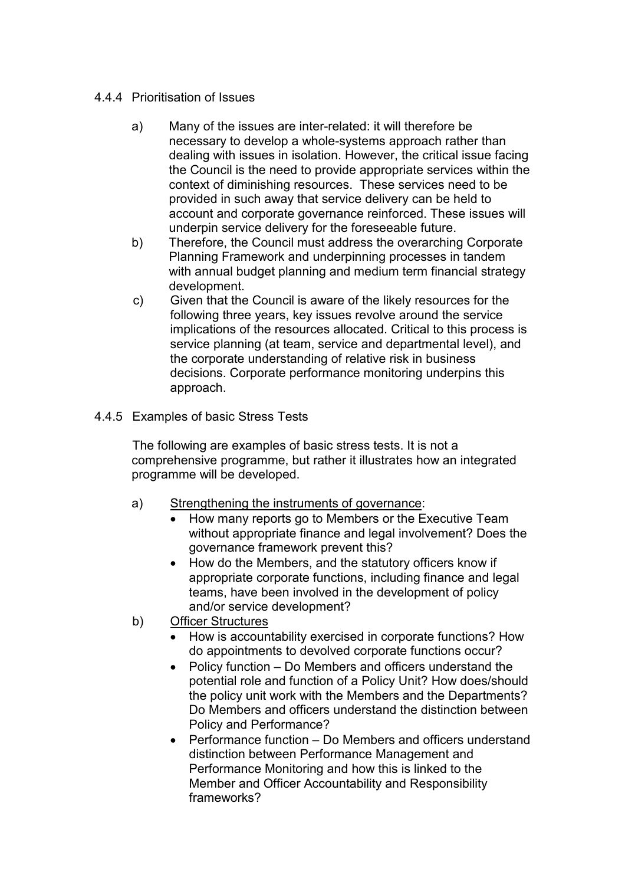#### 4.4.4 Prioritisation of Issues

a) Many of the issues are inter-related: it will therefore be necessary to develop a whole-systems approach rather than dealing with issues in isolation. However, the critical issue facing the Council is the need to provide appropriate services within the context of diminishing resources. These services need to be provided in such away that service delivery can be held to account and corporate governance reinforced. These issues will underpin service delivery for the foreseeable future.

b) Therefore, the Council must address the overarching Corporate Planning Framework and underpinning processes in tandem with annual budget planning and medium term financial strategy development.

c) Given that the Council is aware of the likely resources for the following three years, key issues revolve around the service implications of the resources allocated. Critical to this process is service planning (at team, service and departmental level), and the corporate understanding of relative risk in business decisions. Corporate performance monitoring underpins this approach.

#### 4.4.5 Examples of basic Stress Tests

The following are examples of basic stress tests. It is not a comprehensive programme, but rather it illustrates how an integrated programme will be developed.

a) <u>Strengthening the instruments of governance</u>:
- How many reports go to Members or the Executive Team without appropriate finance and legal involvement? Does the governance framework prevent this?
- How do the Members, and the statutory officers know if appropriate corporate functions, including finance and legal teams, have been involved in the development of policy and/or service development?

b) <u>Officer Structures</u>
- How is accountability exercised in corporate functions? How do appointments to devolved corporate functions occur?
- Policy function – Do Members and officers understand the potential role and function of a Policy Unit? How does/should the policy unit work with the Members and the Departments? Do Members and officers understand the distinction between Policy and Performance?
- Performance function – Do Members and officers understand distinction between Performance Management and Performance Monitoring and how this is linked to the Member and Officer Accountability and Responsibility frameworks?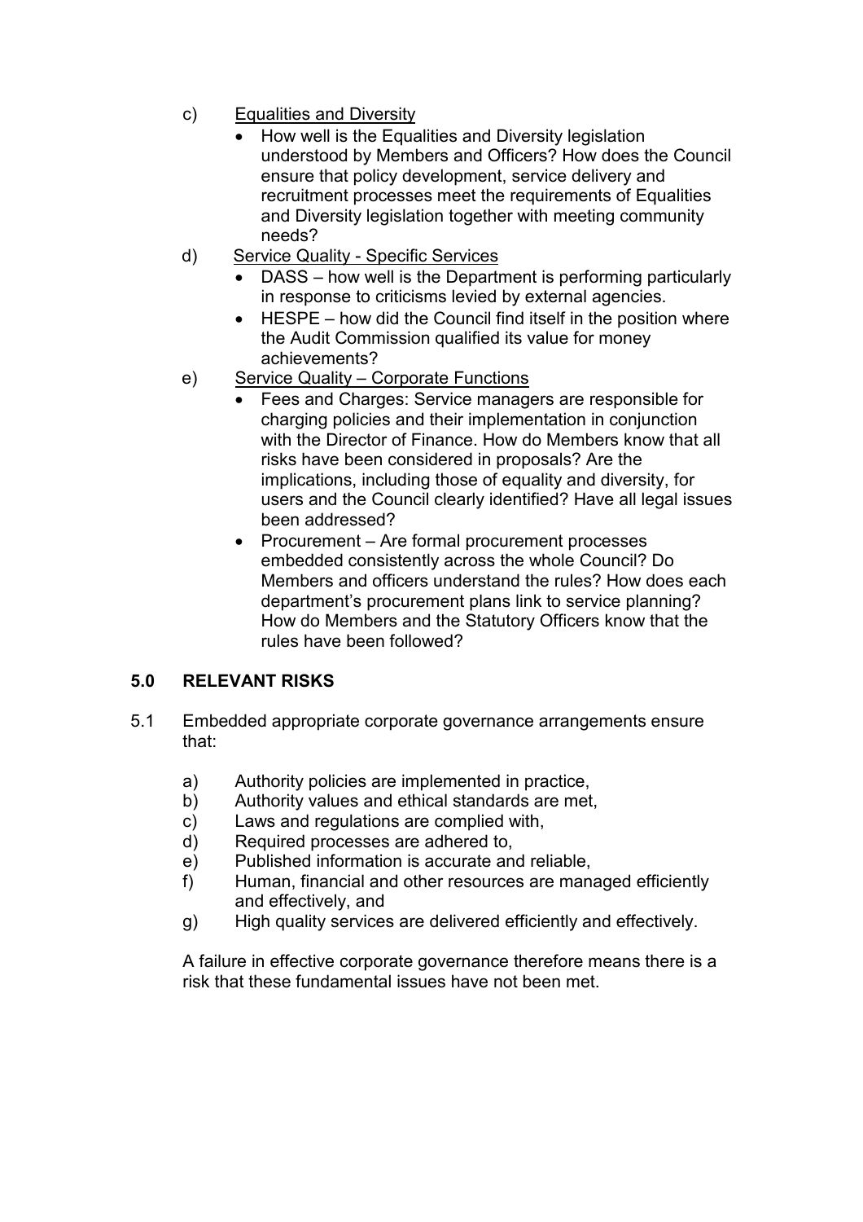c) <u>Equalities and Diversity</u>

- How well is the Equalities and Diversity legislation understood by Members and Officers? How does the Council ensure that policy development, service delivery and recruitment processes meet the requirements of Equalities and Diversity legislation together with meeting community needs?

d) <u>Service Quality - Specific Services</u>

- DASS – how well is the Department is performing particularly in response to criticisms levied by external agencies.
- HESPE – how did the Council find itself in the position where the Audit Commission qualified its value for money achievements?

e) <u>Service Quality – Corporate Functions</u>

- Fees and Charges: Service managers are responsible for charging policies and their implementation in conjunction with the Director of Finance. How do Members know that all risks have been considered in proposals? Are the implications, including those of equality and diversity, for users and the Council clearly identified? Have all legal issues been addressed?
- Procurement – Are formal procurement processes embedded consistently across the whole Council? Do Members and officers understand the rules? How does each department's procurement plans link to service planning? How do Members and the Statutory Officers know that the rules have been followed?

## 5.0 RELEVANT RISKS

5.1 Embedded appropriate corporate governance arrangements ensure that:

a) Authority policies are implemented in practice,
b) Authority values and ethical standards are met,
c) Laws and regulations are complied with,
d) Required processes are adhered to,
e) Published information is accurate and reliable,
f) Human, financial and other resources are managed efficiently and effectively, and
g) High quality services are delivered efficiently and effectively.

A failure in effective corporate governance therefore means there is a risk that these fundamental issues have not been met.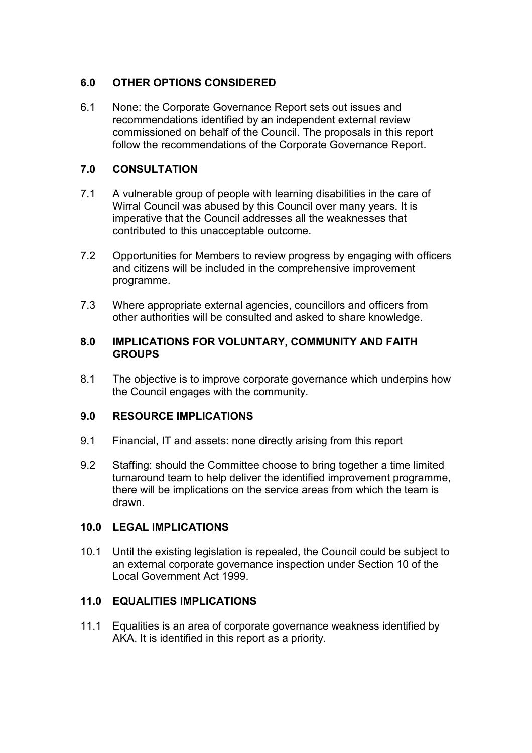## 6.0 OTHER OPTIONS CONSIDERED

6.1 None: the Corporate Governance Report sets out issues and recommendations identified by an independent external review commissioned on behalf of the Council. The proposals in this report follow the recommendations of the Corporate Governance Report.

## 7.0 CONSULTATION

7.1 A vulnerable group of people with learning disabilities in the care of Wirral Council was abused by this Council over many years. It is imperative that the Council addresses all the weaknesses that contributed to this unacceptable outcome.

7.2 Opportunities for Members to review progress by engaging with officers and citizens will be included in the comprehensive improvement programme.

7.3 Where appropriate external agencies, councillors and officers from other authorities will be consulted and asked to share knowledge.

## 8.0 IMPLICATIONS FOR VOLUNTARY, COMMUNITY AND FAITH GROUPS

8.1 The objective is to improve corporate governance which underpins how the Council engages with the community.

## 9.0 RESOURCE IMPLICATIONS

9.1 Financial, IT and assets: none directly arising from this report

9.2 Staffing: should the Committee choose to bring together a time limited turnaround team to help deliver the identified improvement programme, there will be implications on the service areas from which the team is drawn.

## 10.0 LEGAL IMPLICATIONS

10.1 Until the existing legislation is repealed, the Council could be subject to an external corporate governance inspection under Section 10 of the Local Government Act 1999.

## 11.0 EQUALITIES IMPLICATIONS

11.1 Equalities is an area of corporate governance weakness identified by AKA. It is identified in this report as a priority.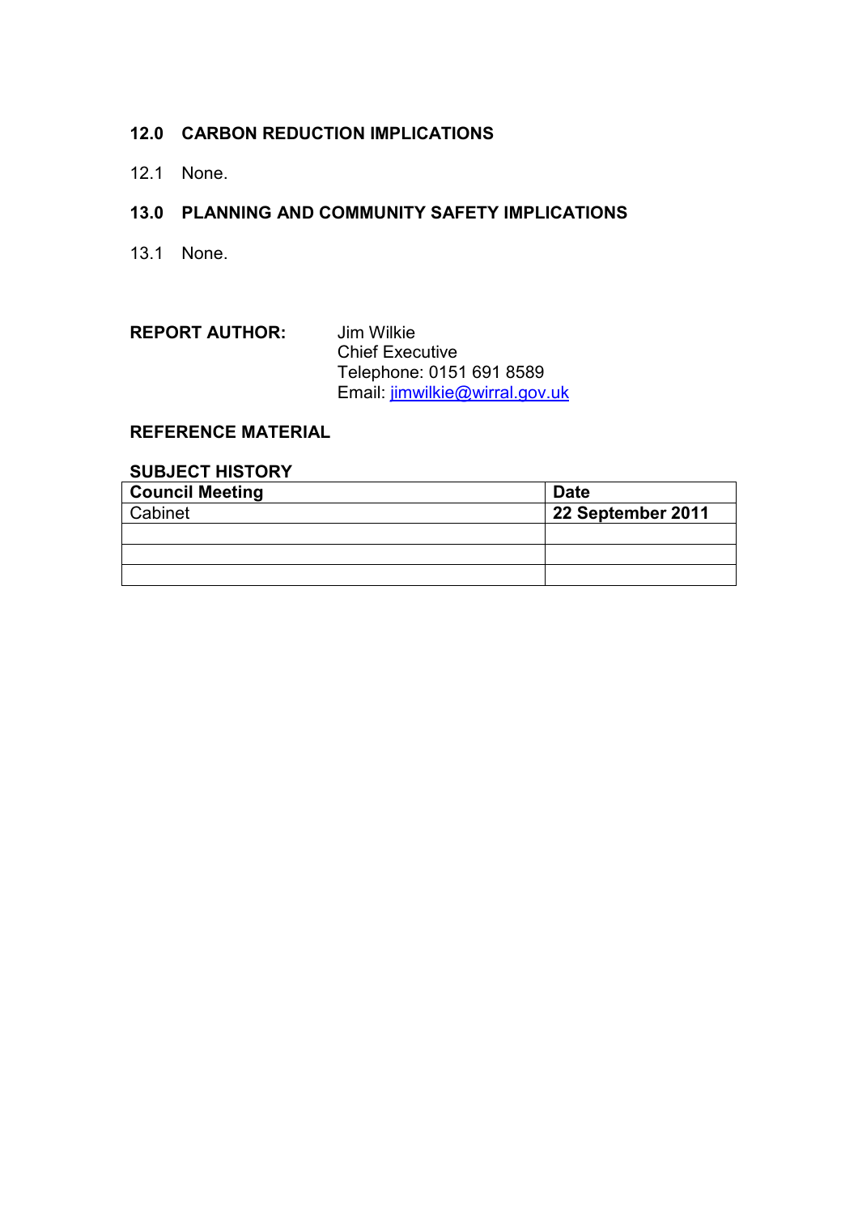## 12.0 CARBON REDUCTION IMPLICATIONS

12.1 None.

## 13.0 PLANNING AND COMMUNITY SAFETY IMPLICATIONS

13.1 None.

**REPORT AUTHOR:** Jim Wilkie
Chief Executive
Telephone: 0151 691 8589
Email: jimwilkie@wirral.gov.uk

**REFERENCE MATERIAL**

**SUBJECT HISTORY**

| Council Meeting | Date |
|---|---|
| Cabinet | **22 September 2011** |
| | |
| | |
| | |